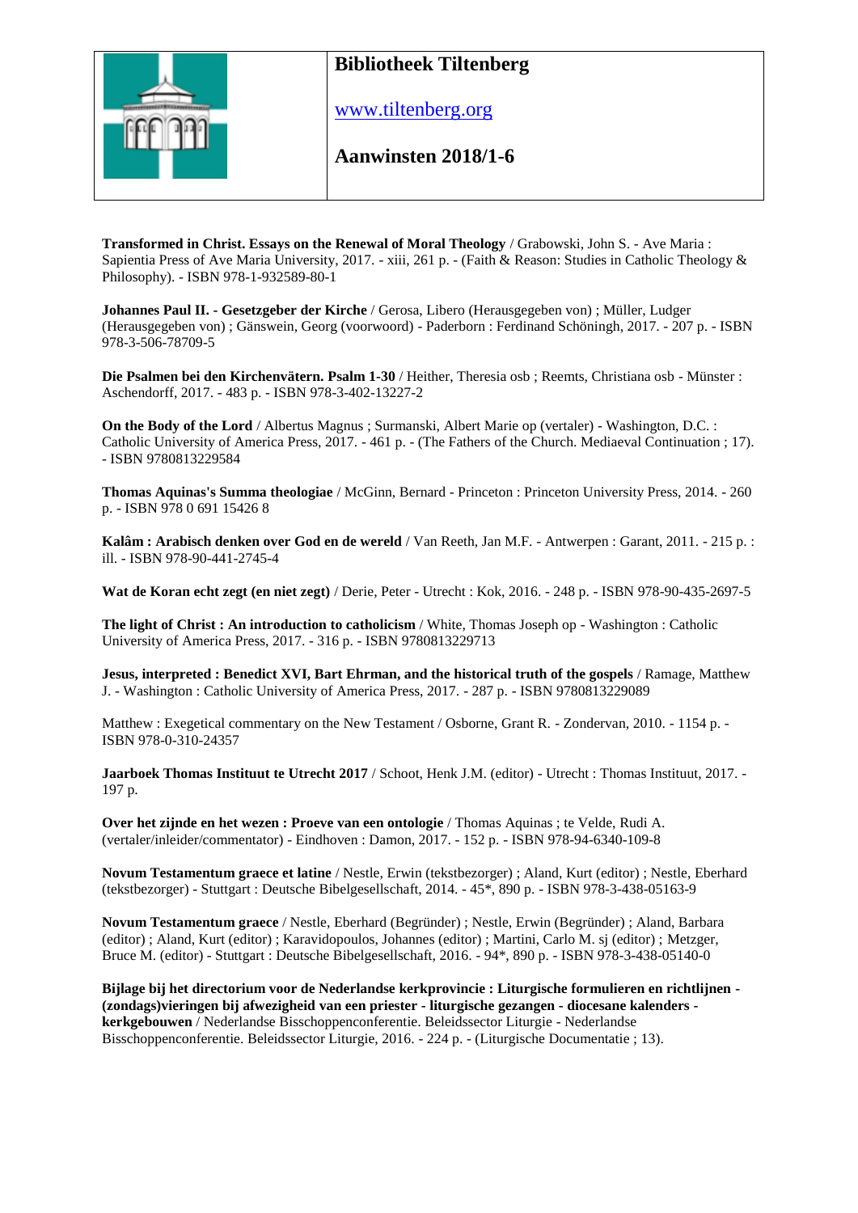# Bibliotheek Tiltenberg

www.tiltenberg.org

## Aanwinsten 2018/1-6

**Transformed in Christ. Essays on the Renewal of Moral Theology** / Grabowski, John S. - Ave Maria : Sapientia Press of Ave Maria University, 2017. - xiii, 261 p. - (Faith & Reason: Studies in Catholic Theology & Philosophy). - ISBN 978-1-932589-80-1

**Johannes Paul II. - Gesetzgeber der Kirche** / Gerosa, Libero (Herausgegeben von) ; Müller, Ludger (Herausgegeben von) ; Gänswein, Georg (voorwoord) - Paderborn : Ferdinand Schöningh, 2017. - 207 p. - ISBN 978-3-506-78709-5

**Die Psalmen bei den Kirchenvätern. Psalm 1-30** / Heither, Theresia osb ; Reemts, Christiana osb - Münster : Aschendorff, 2017. - 483 p. - ISBN 978-3-402-13227-2

**On the Body of the Lord** / Albertus Magnus ; Surmanski, Albert Marie op (vertaler) - Washington, D.C. : Catholic University of America Press, 2017. - 461 p. - (The Fathers of the Church. Mediaeval Continuation ; 17). - ISBN 9780813229584

**Thomas Aquinas's Summa theologiae** / McGinn, Bernard - Princeton : Princeton University Press, 2014. - 260 p. - ISBN 978 0 691 15426 8

**Kalâm : Arabisch denken over God en de wereld** / Van Reeth, Jan M.F. - Antwerpen : Garant, 2011. - 215 p. : ill. - ISBN 978-90-441-2745-4

**Wat de Koran echt zegt (en niet zegt)** / Derie, Peter - Utrecht : Kok, 2016. - 248 p. - ISBN 978-90-435-2697-5

**The light of Christ : An introduction to catholicism** / White, Thomas Joseph op - Washington : Catholic University of America Press, 2017. - 316 p. - ISBN 9780813229713

**Jesus, interpreted : Benedict XVI, Bart Ehrman, and the historical truth of the gospels** / Ramage, Matthew J. - Washington : Catholic University of America Press, 2017. - 287 p. - ISBN 9780813229089

Matthew : Exegetical commentary on the New Testament / Osborne, Grant R. - Zondervan, 2010. - 1154 p. - ISBN 978-0-310-24357

**Jaarboek Thomas Instituut te Utrecht 2017** / Schoot, Henk J.M. (editor) - Utrecht : Thomas Instituut, 2017. - 197 p.

**Over het zijnde en het wezen : Proeve van een ontologie** / Thomas Aquinas ; te Velde, Rudi A. (vertaler/inleider/commentator) - Eindhoven : Damon, 2017. - 152 p. - ISBN 978-94-6340-109-8

**Novum Testamentum graece et latine** / Nestle, Erwin (tekstbezorger) ; Aland, Kurt (editor) ; Nestle, Eberhard (tekstbezorger) - Stuttgart : Deutsche Bibelgesellschaft, 2014. - 45*, 890 p. - ISBN 978-3-438-05163-9

**Novum Testamentum graece** / Nestle, Eberhard (Begründer) ; Nestle, Erwin (Begründer) ; Aland, Barbara (editor) ; Aland, Kurt (editor) ; Karavidopoulos, Johannes (editor) ; Martini, Carlo M. sj (editor) ; Metzger, Bruce M. (editor) - Stuttgart : Deutsche Bibelgesellschaft, 2016. - 94*, 890 p. - ISBN 978-3-438-05140-0

**Bijlage bij het directorium voor de Nederlandse kerkprovincie : Liturgische formulieren en richtlijnen - (zondags)vieringen bij afwezigheid van een priester - liturgische gezangen - diocesane kalenders - kerkgebouwen** / Nederlandse Bisschoppenconferentie. Beleidssector Liturgie - Nederlandse Bisschoppenconferentie. Beleidssector Liturgie, 2016. - 224 p. - (Liturgische Documentatie ; 13).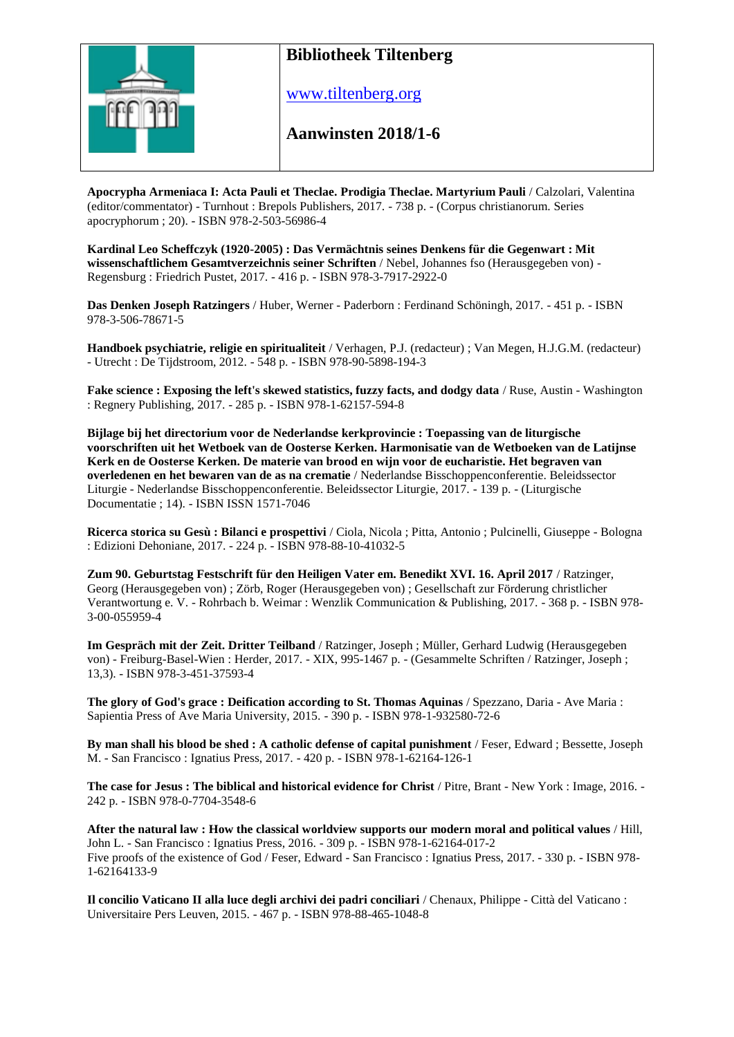# Bibliotheek Tiltenberg

www.tiltenberg.org

## Aanwinsten 2018/1-6

**Apocrypha Armeniaca I: Acta Pauli et Theclae. Prodigia Theclae. Martyrium Pauli** / Calzolari, Valentina (editor/commentator) - Turnhout : Brepols Publishers, 2017. - 738 p. - (Corpus christianorum. Series apocryphorum ; 20). - ISBN 978-2-503-56986-4

**Kardinal Leo Scheffczyk (1920-2005) : Das Vermächtnis seines Denkens für die Gegenwart : Mit wissenschaftlichem Gesamtverzeichnis seiner Schriften** / Nebel, Johannes fso (Herausgegeben von) - Regensburg : Friedrich Pustet, 2017. - 416 p. - ISBN 978-3-7917-2922-0

**Das Denken Joseph Ratzingers** / Huber, Werner - Paderborn : Ferdinand Schöningh, 2017. - 451 p. - ISBN 978-3-506-78671-5

**Handboek psychiatrie, religie en spiritualiteit** / Verhagen, P.J. (redacteur) ; Van Megen, H.J.G.M. (redacteur) - Utrecht : De Tijdstroom, 2012. - 548 p. - ISBN 978-90-5898-194-3

**Fake science : Exposing the left's skewed statistics, fuzzy facts, and dodgy data** / Ruse, Austin - Washington : Regnery Publishing, 2017. - 285 p. - ISBN 978-1-62157-594-8

**Bijlage bij het directorium voor de Nederlandse kerkprovincie : Toepassing van de liturgische voorschriften uit het Wetboek van de Oosterse Kerken. Harmonisatie van de Wetboeken van de Latijnse Kerk en de Oosterse Kerken. De materie van brood en wijn voor de eucharistie. Het begraven van overledenen en het bewaren van de as na crematie** / Nederlandse Bisschoppenconferentie. Beleidssector Liturgie - Nederlandse Bisschoppenconferentie. Beleidssector Liturgie, 2017. - 139 p. - (Liturgische Documentatie ; 14). - ISBN ISSN 1571-7046

**Ricerca storica su Gesù : Bilanci e prospettivi** / Ciola, Nicola ; Pitta, Antonio ; Pulcinelli, Giuseppe - Bologna : Edizioni Dehoniane, 2017. - 224 p. - ISBN 978-88-10-41032-5

**Zum 90. Geburtstag Festschrift für den Heiligen Vater em. Benedikt XVI. 16. April 2017** / Ratzinger, Georg (Herausgegeben von) ; Zörb, Roger (Herausgegeben von) ; Gesellschaft zur Förderung christlicher Verantwortung e. V. - Rohrbach b. Weimar : Wenzlik Communication & Publishing, 2017. - 368 p. - ISBN 978-3-00-055959-4

**Im Gespräch mit der Zeit. Dritter Teilband** / Ratzinger, Joseph ; Müller, Gerhard Ludwig (Herausgegeben von) - Freiburg-Basel-Wien : Herder, 2017. - XIX, 995-1467 p. - (Gesammelte Schriften / Ratzinger, Joseph ; 13,3). - ISBN 978-3-451-37593-4

**The glory of God's grace : Deification according to St. Thomas Aquinas** / Spezzano, Daria - Ave Maria : Sapientia Press of Ave Maria University, 2015. - 390 p. - ISBN 978-1-932580-72-6

**By man shall his blood be shed : A catholic defense of capital punishment** / Feser, Edward ; Bessette, Joseph M. - San Francisco : Ignatius Press, 2017. - 420 p. - ISBN 978-1-62164-126-1

**The case for Jesus : The biblical and historical evidence for Christ** / Pitre, Brant - New York : Image, 2016. - 242 p. - ISBN 978-0-7704-3548-6

**After the natural law : How the classical worldview supports our modern moral and political values** / Hill, John L. - San Francisco : Ignatius Press, 2016. - 309 p. - ISBN 978-1-62164-017-2
Five proofs of the existence of God / Feser, Edward - San Francisco : Ignatius Press, 2017. - 330 p. - ISBN 978-1-62164133-9

**Il concilio Vaticano II alla luce degli archivi dei padri conciliari** / Chenaux, Philippe - Città del Vaticano : Universitaire Pers Leuven, 2015. - 467 p. - ISBN 978-88-465-1048-8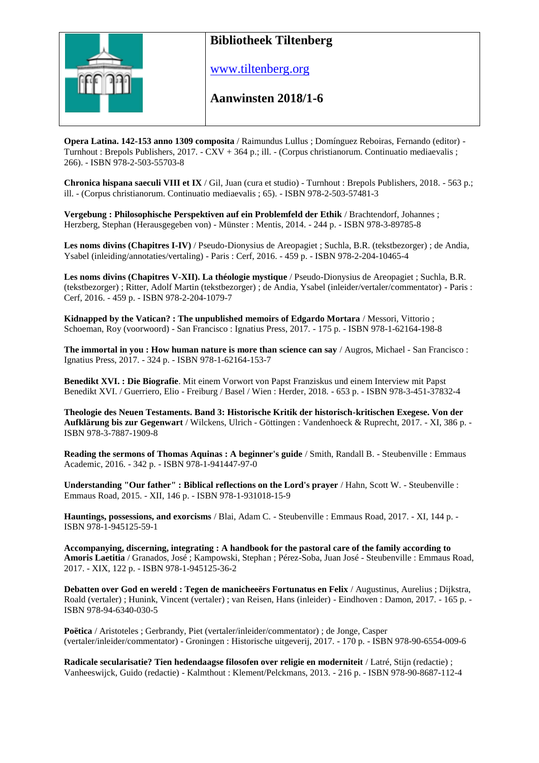**Bibliotheek Tiltenberg**

www.tiltenberg.org

**Aanwinsten 2018/1-6**

**Opera Latina. 142-153 anno 1309 composita** / Raimundus Lullus ; Domínguez Reboiras, Fernando (editor) - Turnhout : Brepols Publishers, 2017. - CXV + 364 p.; ill. - (Corpus christianorum. Continuatio mediaevalis ; 266). - ISBN 978-2-503-55703-8

**Chronica hispana saeculi VIII et IX** / Gil, Juan (cura et studio) - Turnhout : Brepols Publishers, 2018. - 563 p.; ill. - (Corpus christianorum. Continuatio mediaevalis ; 65). - ISBN 978-2-503-57481-3

**Vergebung : Philosophische Perspektiven auf ein Problemfeld der Ethik** / Brachtendorf, Johannes ; Herzberg, Stephan (Herausgegeben von) - Münster : Mentis, 2014. - 244 p. - ISBN 978-3-89785-8

**Les noms divins (Chapitres I-IV)** / Pseudo-Dionysius de Areopagiet ; Suchla, B.R. (tekstbezorger) ; de Andia, Ysabel (inleiding/annotaties/vertaling) - Paris : Cerf, 2016. - 459 p. - ISBN 978-2-204-10465-4

**Les noms divins (Chapitres V-XII). La théologie mystique** / Pseudo-Dionysius de Areopagiet ; Suchla, B.R. (tekstbezorger) ; Ritter, Adolf Martin (tekstbezorger) ; de Andia, Ysabel (inleider/vertaler/commentator) - Paris : Cerf, 2016. - 459 p. - ISBN 978-2-204-1079-7

**Kidnapped by the Vatican? : The unpublished memoirs of Edgardo Mortara** / Messori, Vittorio ; Schoeman, Roy (voorwoord) - San Francisco : Ignatius Press, 2017. - 175 p. - ISBN 978-1-62164-198-8

**The immortal in you : How human nature is more than science can say** / Augros, Michael - San Francisco : Ignatius Press, 2017. - 324 p. - ISBN 978-1-62164-153-7

**Benedikt XVI. : Die Biografie**. Mit einem Vorwort von Papst Franziskus und einem Interview mit Papst Benedikt XVI. / Guerriero, Elio - Freiburg / Basel / Wien : Herder, 2018. - 653 p. - ISBN 978-3-451-37832-4

**Theologie des Neuen Testaments. Band 3: Historische Kritik der historisch-kritischen Exegese. Von der Aufklärung bis zur Gegenwart** / Wilckens, Ulrich - Göttingen : Vandenhoeck & Ruprecht, 2017. - XI, 386 p. - ISBN 978-3-7887-1909-8

**Reading the sermons of Thomas Aquinas : A beginner's guide** / Smith, Randall B. - Steubenville : Emmaus Academic, 2016. - 342 p. - ISBN 978-1-941447-97-0

**Understanding "Our father" : Biblical reflections on the Lord's prayer** / Hahn, Scott W. - Steubenville : Emmaus Road, 2015. - XII, 146 p. - ISBN 978-1-931018-15-9

**Hauntings, possessions, and exorcisms** / Blai, Adam C. - Steubenville : Emmaus Road, 2017. - XI, 144 p. - ISBN 978-1-945125-59-1

**Accompanying, discerning, integrating : A handbook for the pastoral care of the family according to Amoris Laetitia** / Granados, José ; Kampowski, Stephan ; Pérez-Soba, Juan José - Steubenville : Emmaus Road, 2017. - XIX, 122 p. - ISBN 978-1-945125-36-2

**Debatten over God en wereld : Tegen de manicheeërs Fortunatus en Felix** / Augustinus, Aurelius ; Dijkstra, Roald (vertaler) ; Hunink, Vincent (vertaler) ; van Reisen, Hans (inleider) - Eindhoven : Damon, 2017. - 165 p. - ISBN 978-94-6340-030-5

**Poëtica** / Aristoteles ; Gerbrandy, Piet (vertaler/inleider/commentator) ; de Jonge, Casper (vertaler/inleider/commentator) - Groningen : Historische uitgeverij, 2017. - 170 p. - ISBN 978-90-6554-009-6

**Radicale secularisatie? Tien hedendaagse filosofen over religie en moderniteit** / Latré, Stijn (redactie) ; Vanheeswijck, Guido (redactie) - Kalmthout : Klement/Pelckmans, 2013. - 216 p. - ISBN 978-90-8687-112-4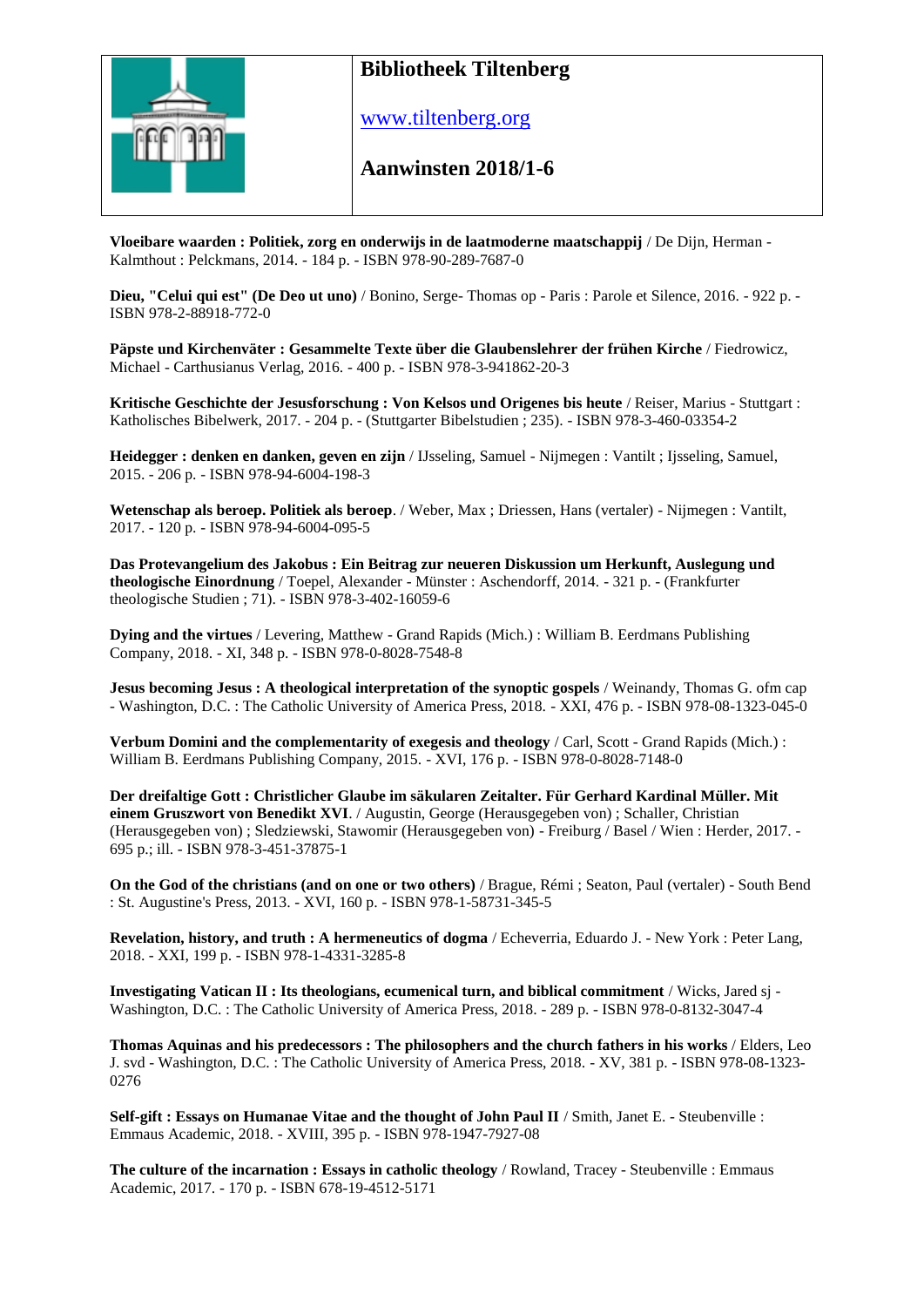# Bibliotheek Tiltenberg

www.tiltenberg.org

**Aanwinsten 2018/1-6**

**Vloeibare waarden : Politiek, zorg en onderwijs in de laatmoderne maatschappij** / De Dijn, Herman - Kalmthout : Pelckmans, 2014. - 184 p. - ISBN 978-90-289-7687-0

**Dieu, "Celui qui est" (De Deo ut uno)** / Bonino, Serge- Thomas op - Paris : Parole et Silence, 2016. - 922 p. - ISBN 978-2-88918-772-0

**Päpste und Kirchenväter : Gesammelte Texte über die Glaubenslehrer der frühen Kirche** / Fiedrowicz, Michael - Carthusianus Verlag, 2016. - 400 p. - ISBN 978-3-941862-20-3

**Kritische Geschichte der Jesusforschung : Von Kelsos und Origenes bis heute** / Reiser, Marius - Stuttgart : Katholisches Bibelwerk, 2017. - 204 p. - (Stuttgarter Bibelstudien ; 235). - ISBN 978-3-460-03354-2

**Heidegger : denken en danken, geven en zijn** / IJsseling, Samuel - Nijmegen : Vantilt ; Ijsseling, Samuel, 2015. - 206 p. - ISBN 978-94-6004-198-3

**Wetenschap als beroep. Politiek als beroep**. / Weber, Max ; Driessen, Hans (vertaler) - Nijmegen : Vantilt, 2017. - 120 p. - ISBN 978-94-6004-095-5

**Das Protevangelium des Jakobus : Ein Beitrag zur neueren Diskussion um Herkunft, Auslegung und theologische Einordnung** / Toepel, Alexander - Münster : Aschendorff, 2014. - 321 p. - (Frankfurter theologische Studien ; 71). - ISBN 978-3-402-16059-6

**Dying and the virtues** / Levering, Matthew - Grand Rapids (Mich.) : William B. Eerdmans Publishing Company, 2018. - XI, 348 p. - ISBN 978-0-8028-7548-8

**Jesus becoming Jesus : A theological interpretation of the synoptic gospels** / Weinandy, Thomas G. ofm cap - Washington, D.C. : The Catholic University of America Press, 2018. - XXI, 476 p. - ISBN 978-08-1323-045-0

**Verbum Domini and the complementarity of exegesis and theology** / Carl, Scott - Grand Rapids (Mich.) : William B. Eerdmans Publishing Company, 2015. - XVI, 176 p. - ISBN 978-0-8028-7148-0

**Der dreifaltige Gott : Christlicher Glaube im säkularen Zeitalter. Für Gerhard Kardinal Müller. Mit einem Gruszwort von Benedikt XVI**. / Augustin, George (Herausgegeben von) ; Schaller, Christian (Herausgegeben von) ; Sledziewski, Stawomir (Herausgegeben von) - Freiburg / Basel / Wien : Herder, 2017. - 695 p.; ill. - ISBN 978-3-451-37875-1

**On the God of the christians (and on one or two others)** / Brague, Rémi ; Seaton, Paul (vertaler) - South Bend : St. Augustine's Press, 2013. - XVI, 160 p. - ISBN 978-1-58731-345-5

**Revelation, history, and truth : A hermeneutics of dogma** / Echeverria, Eduardo J. - New York : Peter Lang, 2018. - XXI, 199 p. - ISBN 978-1-4331-3285-8

**Investigating Vatican II : Its theologians, ecumenical turn, and biblical commitment** / Wicks, Jared sj - Washington, D.C. : The Catholic University of America Press, 2018. - 289 p. - ISBN 978-0-8132-3047-4

**Thomas Aquinas and his predecessors : The philosophers and the church fathers in his works** / Elders, Leo J. svd - Washington, D.C. : The Catholic University of America Press, 2018. - XV, 381 p. - ISBN 978-08-1323-0276

**Self-gift : Essays on Humanae Vitae and the thought of John Paul II** / Smith, Janet E. - Steubenville : Emmaus Academic, 2018. - XVIII, 395 p. - ISBN 978-1947-7927-08

**The culture of the incarnation : Essays in catholic theology** / Rowland, Tracey - Steubenville : Emmaus Academic, 2017. - 170 p. - ISBN 678-19-4512-5171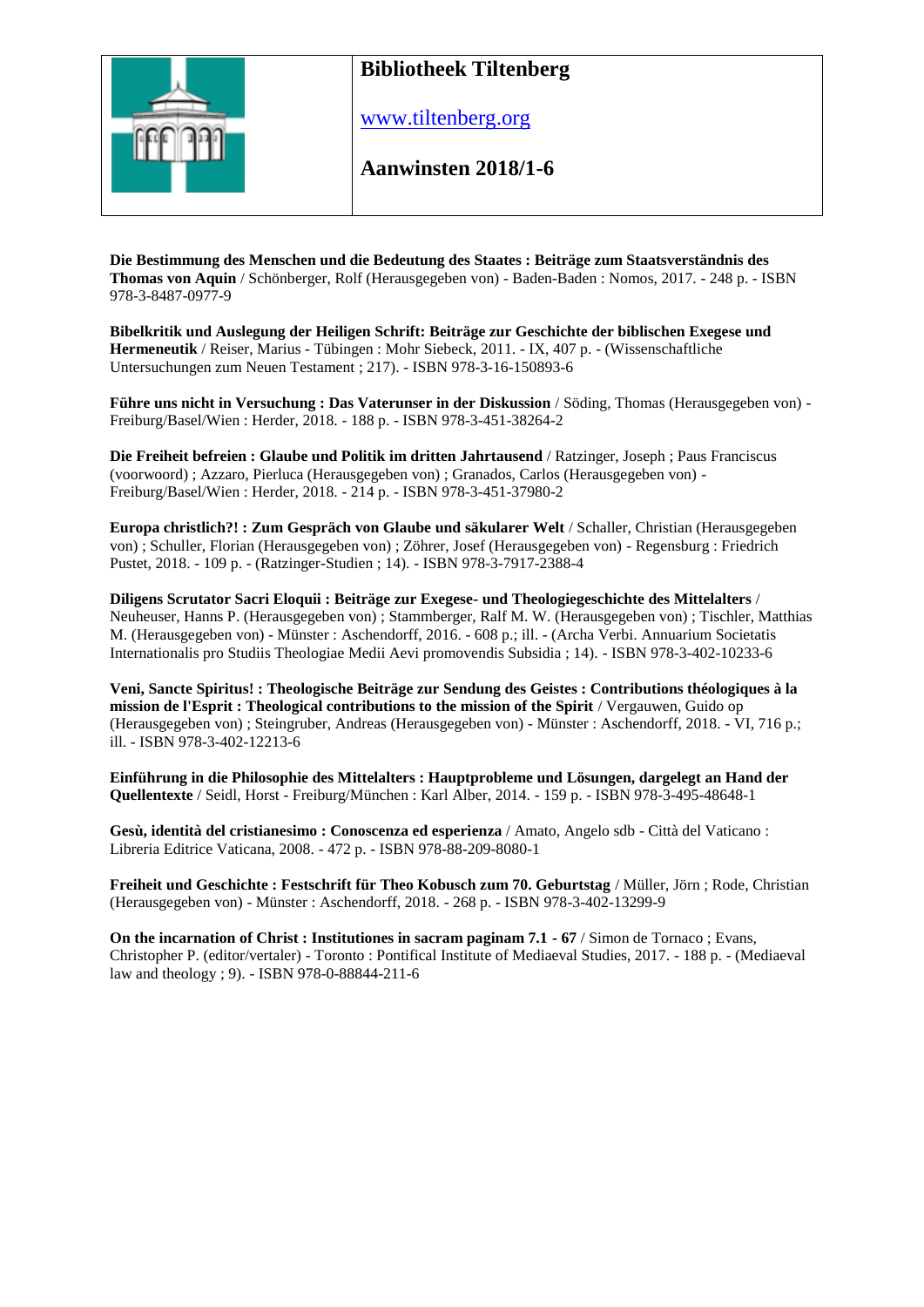**Bibliotheek Tiltenberg**

[www.tiltenberg.org](http://www.tiltenberg.org)

**Aanwinsten 2018/1-6**

**Die Bestimmung des Menschen und die Bedeutung des Staates : Beiträge zum Staatsverständnis des Thomas von Aquin** / Schönberger, Rolf (Herausgegeben von) - Baden-Baden : Nomos, 2017. - 248 p. - ISBN 978-3-8487-0977-9

**Bibelkritik und Auslegung der Heiligen Schrift: Beiträge zur Geschichte der biblischen Exegese und Hermeneutik** / Reiser, Marius - Tübingen : Mohr Siebeck, 2011. - IX, 407 p. - (Wissenschaftliche Untersuchungen zum Neuen Testament ; 217). - ISBN 978-3-16-150893-6

**Führe uns nicht in Versuchung : Das Vaterunser in der Diskussion** / Söding, Thomas (Herausgegeben von) - Freiburg/Basel/Wien : Herder, 2018. - 188 p. - ISBN 978-3-451-38264-2

**Die Freiheit befreien : Glaube und Politik im dritten Jahrtausend** / Ratzinger, Joseph ; Paus Franciscus (voorwoord) ; Azzaro, Pierluca (Herausgegeben von) ; Granados, Carlos (Herausgegeben von) - Freiburg/Basel/Wien : Herder, 2018. - 214 p. - ISBN 978-3-451-37980-2

**Europa christlich?! : Zum Gespräch von Glaube und säkularer Welt** / Schaller, Christian (Herausgegeben von) ; Schuller, Florian (Herausgegeben von) ; Zöhrer, Josef (Herausgegeben von) - Regensburg : Friedrich Pustet, 2018. - 109 p. - (Ratzinger-Studien ; 14). - ISBN 978-3-7917-2388-4

**Diligens Scrutator Sacri Eloquii : Beiträge zur Exegese- und Theologiegeschichte des Mittelalters** / Neuheuser, Hanns P. (Herausgegeben von) ; Stammberger, Ralf M. W. (Herausgegeben von) ; Tischler, Matthias M. (Herausgegeben von) - Münster : Aschendorff, 2016. - 608 p.; ill. - (Archa Verbi. Annuarium Societatis Internationalis pro Studiis Theologiae Medii Aevi promovendis Subsidia ; 14). - ISBN 978-3-402-10233-6

**Veni, Sancte Spiritus! : Theologische Beiträge zur Sendung des Geistes : Contributions théologiques à la mission de l'Esprit : Theological contributions to the mission of the Spirit** / Vergauwen, Guido op (Herausgegeben von) ; Steingruber, Andreas (Herausgegeben von) - Münster : Aschendorff, 2018. - VI, 716 p.; ill. - ISBN 978-3-402-12213-6

**Einführung in die Philosophie des Mittelalters : Hauptprobleme und Lösungen, dargelegt an Hand der Quellentexte** / Seidl, Horst - Freiburg/München : Karl Alber, 2014. - 159 p. - ISBN 978-3-495-48648-1

**Gesù, identità del cristianesimo : Conoscenza ed esperienza** / Amato, Angelo sdb - Città del Vaticano : Libreria Editrice Vaticana, 2008. - 472 p. - ISBN 978-88-209-8080-1

**Freiheit und Geschichte : Festschrift für Theo Kobusch zum 70. Geburtstag** / Müller, Jörn ; Rode, Christian (Herausgegeben von) - Münster : Aschendorff, 2018. - 268 p. - ISBN 978-3-402-13299-9

**On the incarnation of Christ : Institutiones in sacram paginam 7.1 - 67** / Simon de Tornaco ; Evans, Christopher P. (editor/vertaler) - Toronto : Pontifical Institute of Mediaeval Studies, 2017. - 188 p. - (Mediaeval law and theology ; 9). - ISBN 978-0-88844-211-6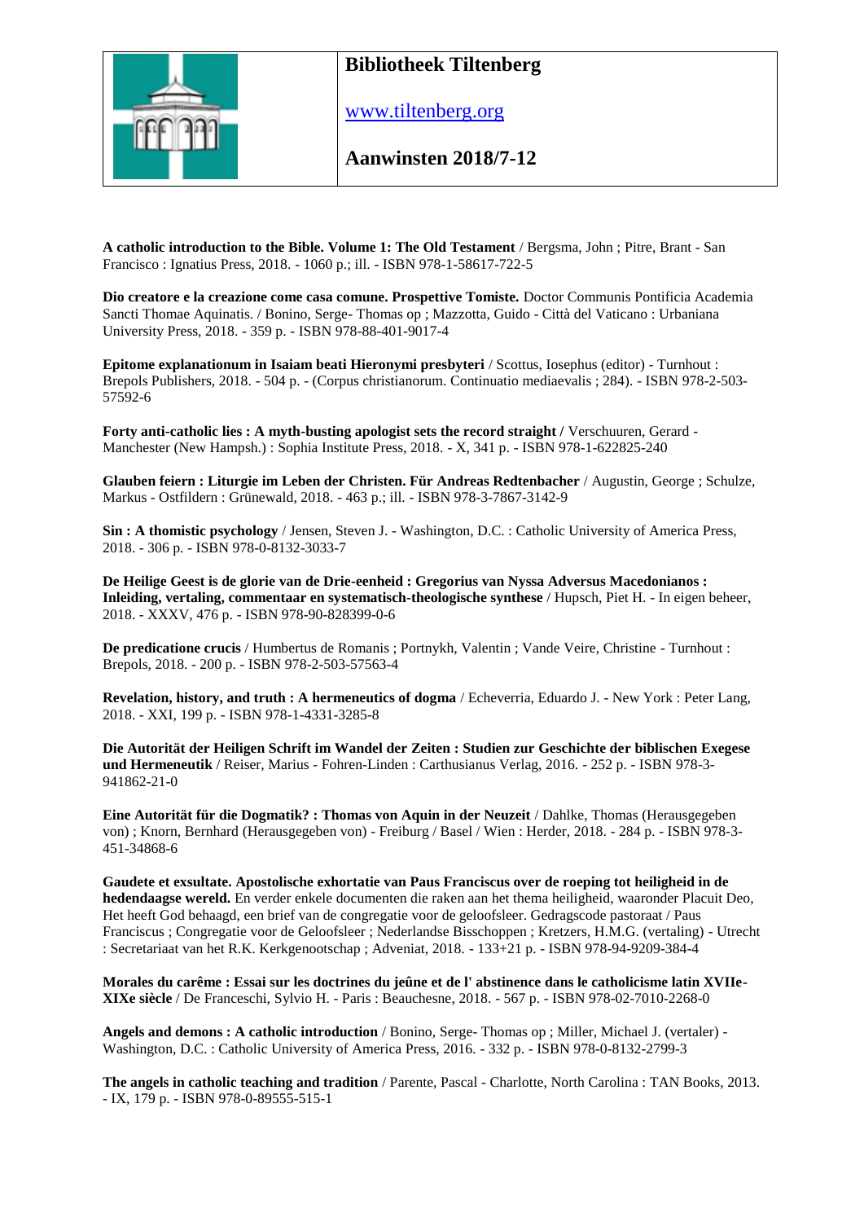**Bibliotheek Tiltenberg**

www.tiltenberg.org

**Aanwinsten 2018/7-12**

**A catholic introduction to the Bible. Volume 1: The Old Testament** / Bergsma, John ; Pitre, Brant - San Francisco : Ignatius Press, 2018. - 1060 p.; ill. - ISBN 978-1-58617-722-5

**Dio creatore e la creazione come casa comune. Prospettive Tomiste.** Doctor Communis Pontificia Academia Sancti Thomae Aquinatis. / Bonino, Serge- Thomas op ; Mazzotta, Guido - Città del Vaticano : Urbaniana University Press, 2018. - 359 p. - ISBN 978-88-401-9017-4

**Epitome explanationum in Isaiam beati Hieronymi presbyteri** / Scottus, Iosephus (editor) - Turnhout : Brepols Publishers, 2018. - 504 p. - (Corpus christianorum. Continuatio mediaevalis ; 284). - ISBN 978-2-503-57592-6

**Forty anti-catholic lies : A myth-busting apologist sets the record straight /** Verschuuren, Gerard - Manchester (New Hampsh.) : Sophia Institute Press, 2018. - X, 341 p. - ISBN 978-1-622825-240

**Glauben feiern : Liturgie im Leben der Christen. Für Andreas Redtenbacher** / Augustin, George ; Schulze, Markus - Ostfildern : Grünewald, 2018. - 463 p.; ill. - ISBN 978-3-7867-3142-9

**Sin : A thomistic psychology** / Jensen, Steven J. - Washington, D.C. : Catholic University of America Press, 2018. - 306 p. - ISBN 978-0-8132-3033-7

**De Heilige Geest is de glorie van de Drie-eenheid : Gregorius van Nyssa Adversus Macedonianos : Inleiding, vertaling, commentaar en systematisch-theologische synthese** / Hupsch, Piet H. - In eigen beheer, 2018. - XXXV, 476 p. - ISBN 978-90-828399-0-6

**De predicatione crucis** / Humbertus de Romanis ; Portnykh, Valentin ; Vande Veire, Christine - Turnhout : Brepols, 2018. - 200 p. - ISBN 978-2-503-57563-4

**Revelation, history, and truth : A hermeneutics of dogma** / Echeverria, Eduardo J. - New York : Peter Lang, 2018. - XXI, 199 p. - ISBN 978-1-4331-3285-8

**Die Autorität der Heiligen Schrift im Wandel der Zeiten : Studien zur Geschichte der biblischen Exegese und Hermeneutik** / Reiser, Marius - Fohren-Linden : Carthusianus Verlag, 2016. - 252 p. - ISBN 978-3-941862-21-0

**Eine Autorität für die Dogmatik? : Thomas von Aquin in der Neuzeit** / Dahlke, Thomas (Herausgegeben von) ; Knorn, Bernhard (Herausgegeben von) - Freiburg / Basel / Wien : Herder, 2018. - 284 p. - ISBN 978-3-451-34868-6

**Gaudete et exsultate. Apostolische exhortatie van Paus Franciscus over de roeping tot heiligheid in de hedendaagse wereld.** En verder enkele documenten die raken aan het thema heiligheid, waaronder Placuit Deo, Het heeft God behaagd, een brief van de congregatie voor de geloofsleer. Gedragscode pastoraat / Paus Franciscus ; Congregatie voor de Geloofsleer ; Nederlandse Bisschoppen ; Kretzers, H.M.G. (vertaling) - Utrecht : Secretariaat van het R.K. Kerkgenootschap ; Adveniat, 2018. - 133+21 p. - ISBN 978-94-9209-384-4

**Morales du carême : Essai sur les doctrines du jeûne et de l' abstinence dans le catholicisme latin XVIIe-XIXe siècle** / De Franceschi, Sylvio H. - Paris : Beauchesne, 2018. - 567 p. - ISBN 978-02-7010-2268-0

**Angels and demons : A catholic introduction** / Bonino, Serge- Thomas op ; Miller, Michael J. (vertaler) - Washington, D.C. : Catholic University of America Press, 2016. - 332 p. - ISBN 978-0-8132-2799-3

**The angels in catholic teaching and tradition** / Parente, Pascal - Charlotte, North Carolina : TAN Books, 2013. - IX, 179 p. - ISBN 978-0-89555-515-1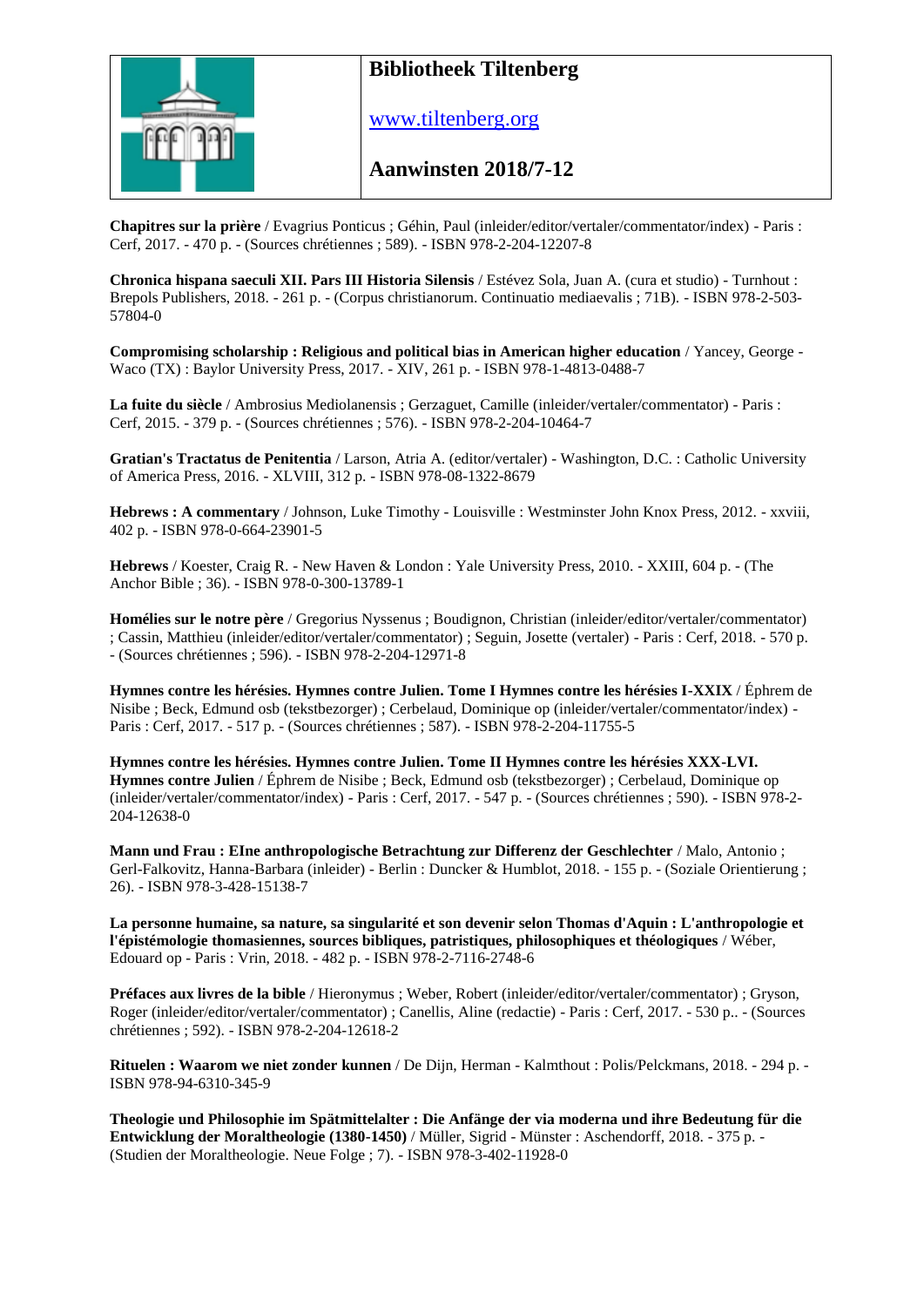**Bibliotheek Tiltenberg**

www.tiltenberg.org

**Aanwinsten 2018/7-12**

**Chapitres sur la prière** / Evagrius Ponticus ; Géhin, Paul (inleider/editor/vertaler/commentator/index) - Paris : Cerf, 2017. - 470 p. - (Sources chrétiennes ; 589). - ISBN 978-2-204-12207-8

**Chronica hispana saeculi XII. Pars III Historia Silensis** / Estévez Sola, Juan A. (cura et studio) - Turnhout : Brepols Publishers, 2018. - 261 p. - (Corpus christianorum. Continuatio mediaevalis ; 71B). - ISBN 978-2-503-57804-0

**Compromising scholarship : Religious and political bias in American higher education** / Yancey, George - Waco (TX) : Baylor University Press, 2017. - XIV, 261 p. - ISBN 978-1-4813-0488-7

**La fuite du siècle** / Ambrosius Mediolanensis ; Gerzaguet, Camille (inleider/vertaler/commentator) - Paris : Cerf, 2015. - 379 p. - (Sources chrétiennes ; 576). - ISBN 978-2-204-10464-7

**Gratian's Tractatus de Penitentia** / Larson, Atria A. (editor/vertaler) - Washington, D.C. : Catholic University of America Press, 2016. - XLVIII, 312 p. - ISBN 978-08-1322-8679

**Hebrews : A commentary** / Johnson, Luke Timothy - Louisville : Westminster John Knox Press, 2012. - xxviii, 402 p. - ISBN 978-0-664-23901-5

**Hebrews** / Koester, Craig R. - New Haven & London : Yale University Press, 2010. - XXIII, 604 p. - (The Anchor Bible ; 36). - ISBN 978-0-300-13789-1

**Homélies sur le notre père** / Gregorius Nyssenus ; Boudignon, Christian (inleider/editor/vertaler/commentator) ; Cassin, Matthieu (inleider/editor/vertaler/commentator) ; Seguin, Josette (vertaler) - Paris : Cerf, 2018. - 570 p. - (Sources chrétiennes ; 596). - ISBN 978-2-204-12971-8

**Hymnes contre les hérésies. Hymnes contre Julien. Tome I Hymnes contre les hérésies I-XXIX** / Éphrem de Nisibe ; Beck, Edmund osb (tekstbezorger) ; Cerbelaud, Dominique op (inleider/vertaler/commentator/index) - Paris : Cerf, 2017. - 517 p. - (Sources chrétiennes ; 587). - ISBN 978-2-204-11755-5

**Hymnes contre les hérésies. Hymnes contre Julien. Tome II Hymnes contre les hérésies XXX-LVI. Hymnes contre Julien** / Éphrem de Nisibe ; Beck, Edmund osb (tekstbezorger) ; Cerbelaud, Dominique op (inleider/vertaler/commentator/index) - Paris : Cerf, 2017. - 547 p. - (Sources chrétiennes ; 590). - ISBN 978-2-204-12638-0

**Mann und Frau : EIne anthropologische Betrachtung zur Differenz der Geschlechter** / Malo, Antonio ; Gerl-Falkovitz, Hanna-Barbara (inleider) - Berlin : Duncker & Humblot, 2018. - 155 p. - (Soziale Orientierung ; 26). - ISBN 978-3-428-15138-7

**La personne humaine, sa nature, sa singularité et son devenir selon Thomas d'Aquin : L'anthropologie et l'épistémologie thomasiennes, sources bibliques, patristiques, philosophiques et théologiques** / Wéber, Edouard op - Paris : Vrin, 2018. - 482 p. - ISBN 978-2-7116-2748-6

**Préfaces aux livres de la bible** / Hieronymus ; Weber, Robert (inleider/editor/vertaler/commentator) ; Gryson, Roger (inleider/editor/vertaler/commentator) ; Canellis, Aline (redactie) - Paris : Cerf, 2017. - 530 p.. - (Sources chrétiennes ; 592). - ISBN 978-2-204-12618-2

**Rituelen : Waarom we niet zonder kunnen** / De Dijn, Herman - Kalmthout : Polis/Pelckmans, 2018. - 294 p. - ISBN 978-94-6310-345-9

**Theologie und Philosophie im Spätmittelalter : Die Anfänge der via moderna und ihre Bedeutung für die Entwicklung der Moraltheologie (1380-1450)** / Müller, Sigrid - Münster : Aschendorff, 2018. - 375 p. - (Studien der Moraltheologie. Neue Folge ; 7). - ISBN 978-3-402-11928-0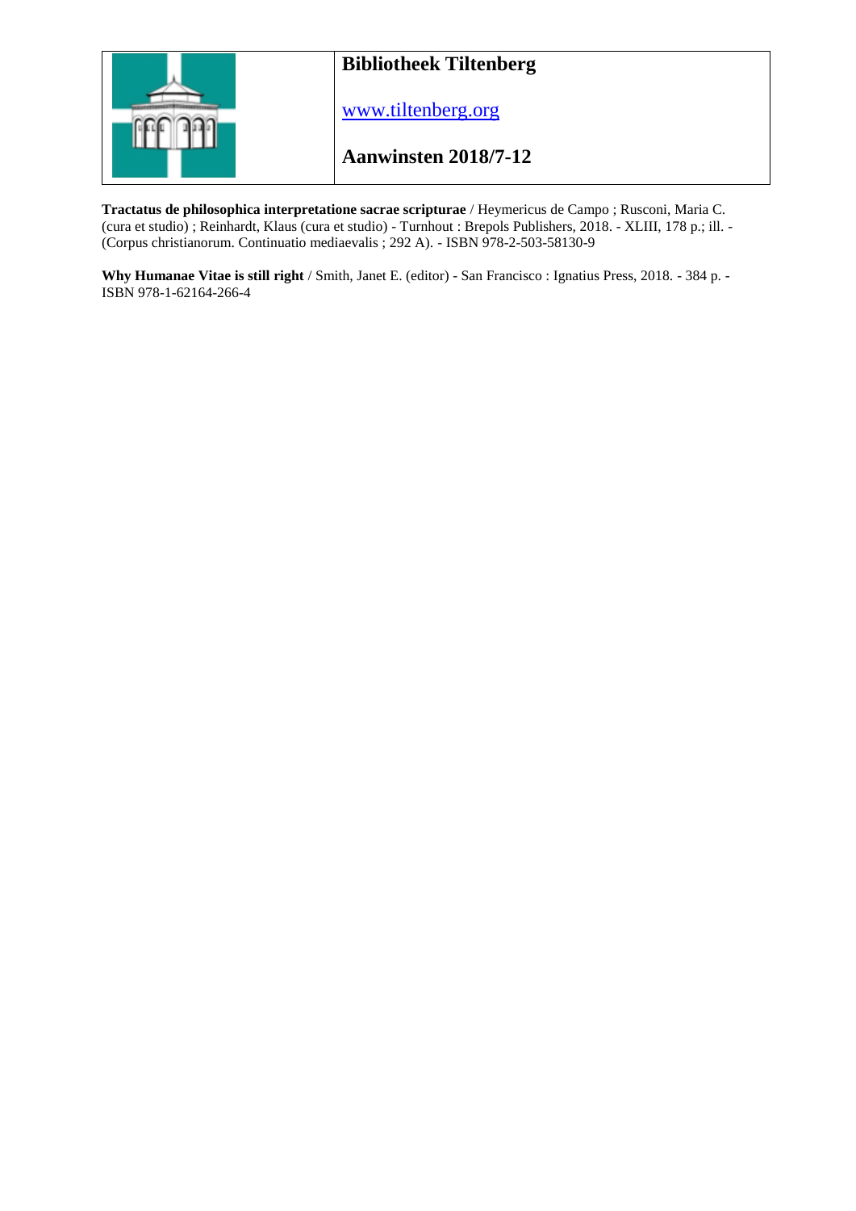**Bibliotheek Tiltenberg**

www.tiltenberg.org

**Aanwinsten 2018/7-12**

**Tractatus de philosophica interpretatione sacrae scripturae** / Heymericus de Campo ; Rusconi, Maria C. (cura et studio) ; Reinhardt, Klaus (cura et studio) - Turnhout : Brepols Publishers, 2018. - XLIII, 178 p.; ill. - (Corpus christianorum. Continuatio mediaevalis ; 292 A). - ISBN 978-2-503-58130-9

**Why Humanae Vitae is still right** / Smith, Janet E. (editor) - San Francisco : Ignatius Press, 2018. - 384 p. - ISBN 978-1-62164-266-4